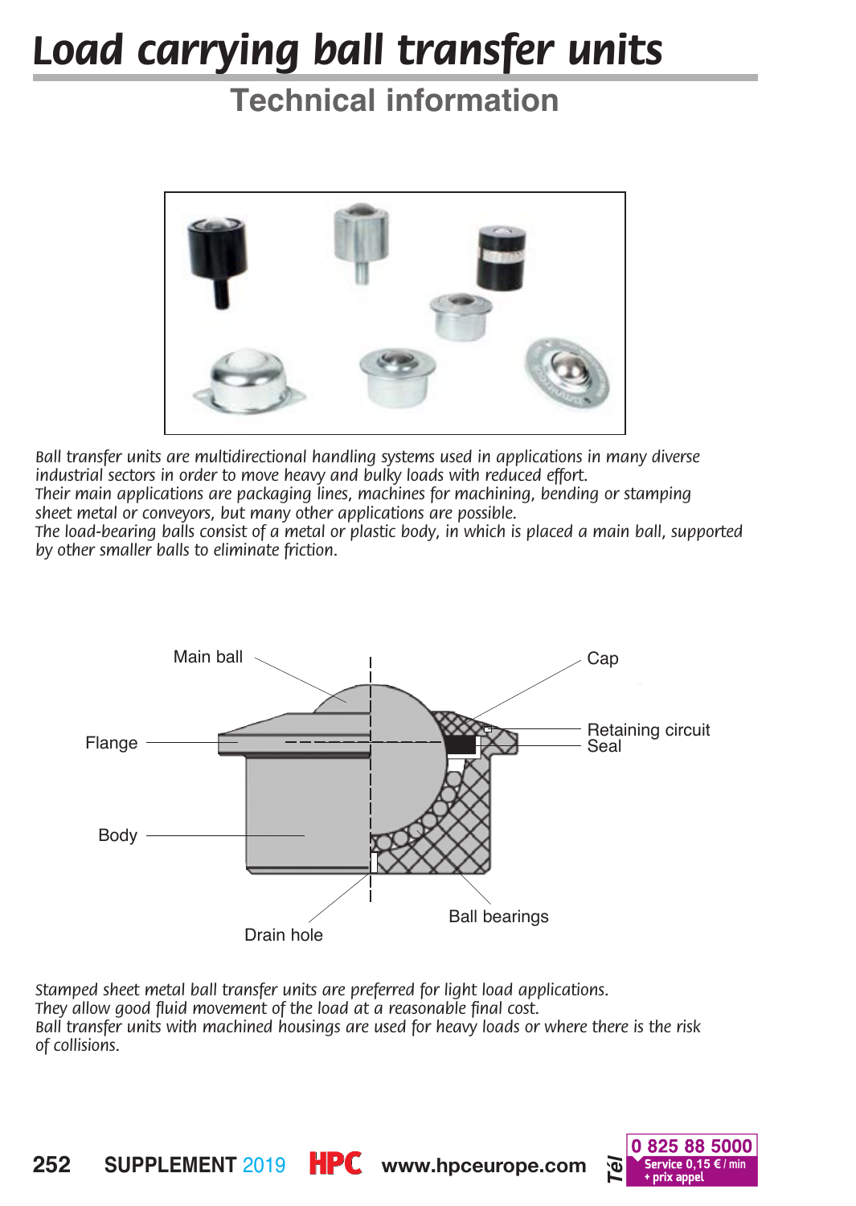# Load carrying ball transfer units

## Technical information

*Ball transfer units are multidirectional handling systems used in applications in many diverse industrial sectors in order to move heavy and bulky loads with reduced effort.*
*Their main applications are packaging lines, machines for machining, bending or stamping sheet metal or conveyors, but many other applications are possible.*
*The load-bearing balls consist of a metal or plastic body, in which is placed a main ball, supported by other smaller balls to eliminate friction.*

Main ball
Cap
Flange
Retaining circuit
Seal
Body
Ball bearings
Drain hole

*Stamped sheet metal ball transfer units are preferred for light load applications.*
*They allow good fluid movement of the load at a reasonable final cost.*
*Ball transfer units with machined housings are used for heavy loads or where there is the risk of collisions.*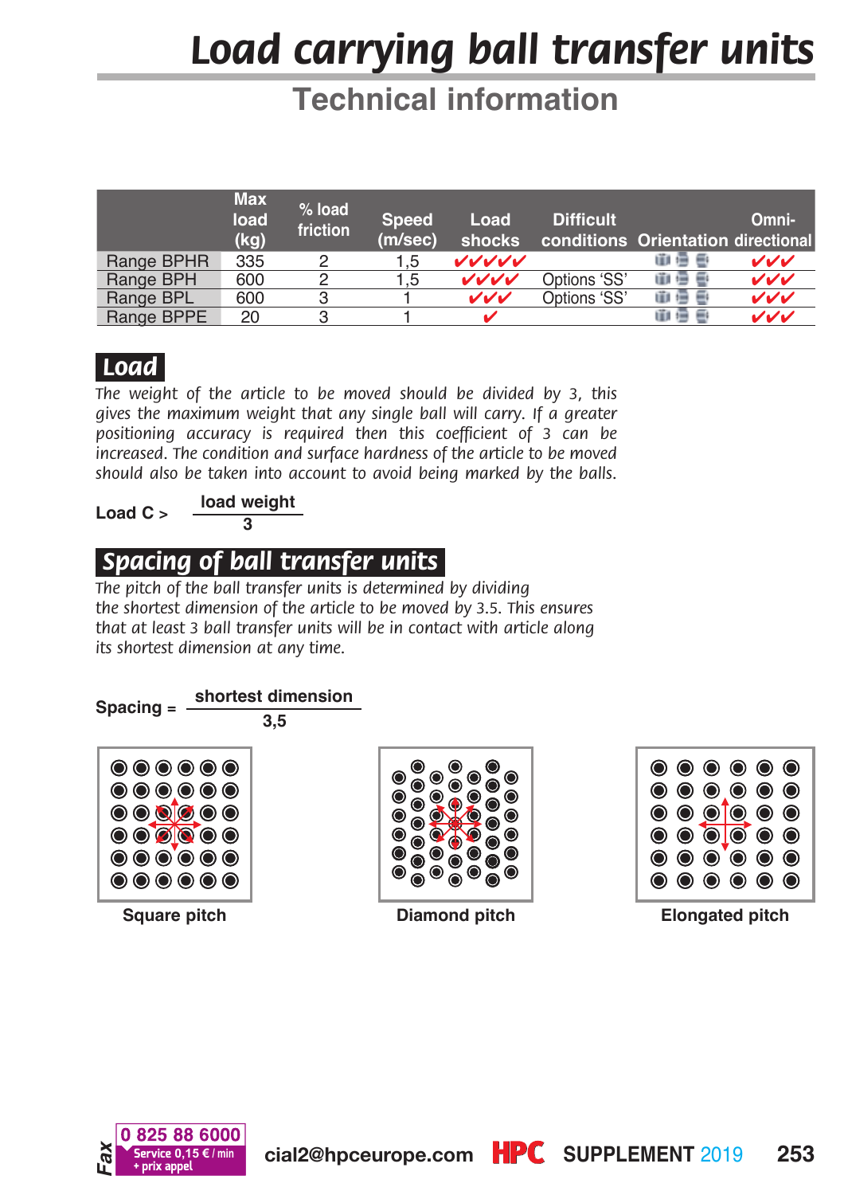# Load carrying ball transfer units

## Technical information

| | Max load (kg) | % load friction | Speed (m/sec) | Load shocks | Difficult conditions | Orientation | Omni-directional |
|---|---|---|---|---|---|---|---|
| Range BPHR | 335 | 2 | 1,5 | ✔✔✔✔✔ | | | ✔✔✔ |
| Range BPH | 600 | 2 | 1,5 | ✔✔✔✔ | Options 'SS' | | ✔✔✔ |
| Range BPL | 600 | 3 | 1 | ✔✔✔ | Options 'SS' | | ✔✔✔ |
| Range BPPE | 20 | 3 | 1 | ✔ | | | ✔✔✔ |

## Load

*The weight of the article to be moved should be divided by 3, this gives the maximum weight that any single ball will carry. If a greater positioning accuracy is required then this coefficient of 3 can be increased. The condition and surface hardness of the article to be moved should also be taken into account to avoid being marked by the balls.*

$$\text{Load C} > \frac{\text{load weight}}{3}$$

## Spacing of ball transfer units

*The pitch of the ball transfer units is determined by dividing the shortest dimension of the article to be moved by 3.5. This ensures that at least 3 ball transfer units will be in contact with article along its shortest dimension at any time.*

$$\text{Spacing} = \frac{\text{shortest dimension}}{3{,}5}$$

Square pitch

Diamond pitch

Elongated pitch